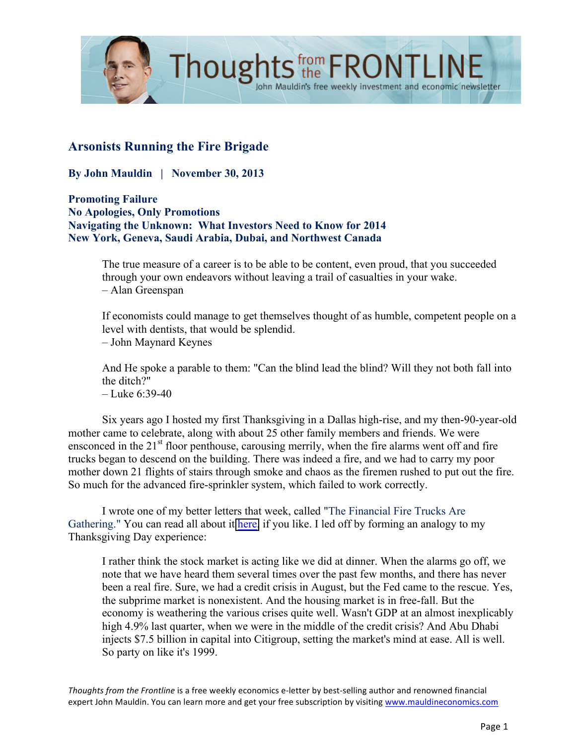# Arsonists Running the Fire Brigade

**By John Mauldin | November 30, 2013**

**Promoting Failure**
**No Apologies, Only Promotions**
**Navigating the Unknown: What Investors Need to Know for 2014**
**New York, Geneva, Saudi Arabia, Dubai, and Northwest Canada**

> The true measure of a career is to be able to be content, even proud, that you succeeded through your own endeavors without leaving a trail of casualties in your wake.
> – Alan Greenspan
>
> If economists could manage to get themselves thought of as humble, competent people on a level with dentists, that would be splendid.
> – John Maynard Keynes
>
> And He spoke a parable to them: "Can the blind lead the blind? Will they not both fall into the ditch?"
> – Luke 6:39-40

Six years ago I hosted my first Thanksgiving in a Dallas high-rise, and my then-90-year-old mother came to celebrate, along with about 25 other family members and friends. We were ensconced in the 21st floor penthouse, carousing merrily, when the fire alarms went off and fire trucks began to descend on the building. There was indeed a fire, and we had to carry my poor mother down 21 flights of stairs through smoke and chaos as the firemen rushed to put out the fire. So much for the advanced fire-sprinkler system, which failed to work correctly.

I wrote one of my better letters that week, called "The Financial Fire Trucks Are Gathering." You can read all about it here, if you like. I led off by forming an analogy to my Thanksgiving Day experience:

> I rather think the stock market is acting like we did at dinner. When the alarms go off, we note that we have heard them several times over the past few months, and there has never been a real fire. Sure, we had a credit crisis in August, but the Fed came to the rescue. Yes, the subprime market is nonexistent. And the housing market is in free-fall. But the economy is weathering the various crises quite well. Wasn't GDP at an almost inexplicably high 4.9% last quarter, when we were in the middle of the credit crisis? And Abu Dhabi injects $7.5 billion in capital into Citigroup, setting the market's mind at ease. All is well. So party on like it's 1999.

*Thoughts from the Frontline* is a free weekly economics e-letter by best-selling author and renowned financial expert John Mauldin. You can learn more and get your free subscription by visiting www.mauldineconomics.com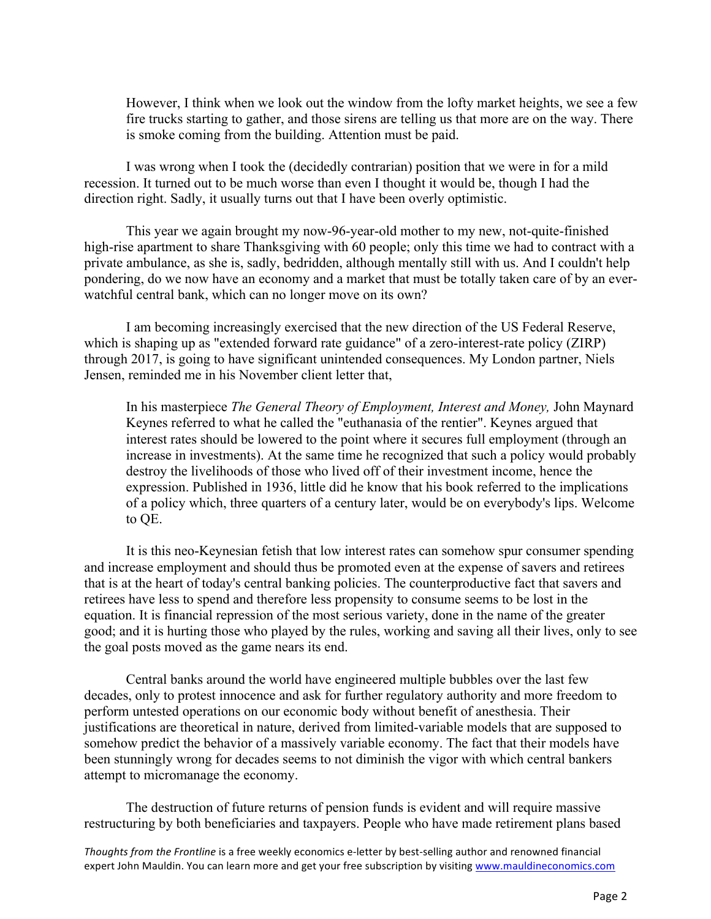> However, I think when we look out the window from the lofty market heights, we see a few fire trucks starting to gather, and those sirens are telling us that more are on the way. There is smoke coming from the building. Attention must be paid.

I was wrong when I took the (decidedly contrarian) position that we were in for a mild recession. It turned out to be much worse than even I thought it would be, though I had the direction right. Sadly, it usually turns out that I have been overly optimistic.

This year we again brought my now-96-year-old mother to my new, not-quite-finished high-rise apartment to share Thanksgiving with 60 people; only this time we had to contract with a private ambulance, as she is, sadly, bedridden, although mentally still with us. And I couldn't help pondering, do we now have an economy and a market that must be totally taken care of by an ever-watchful central bank, which can no longer move on its own?

I am becoming increasingly exercised that the new direction of the US Federal Reserve, which is shaping up as "extended forward rate guidance" of a zero-interest-rate policy (ZIRP) through 2017, is going to have significant unintended consequences. My London partner, Niels Jensen, reminded me in his November client letter that,

> In his masterpiece *The General Theory of Employment, Interest and Money,* John Maynard Keynes referred to what he called the "euthanasia of the rentier". Keynes argued that interest rates should be lowered to the point where it secures full employment (through an increase in investments). At the same time he recognized that such a policy would probably destroy the livelihoods of those who lived off of their investment income, hence the expression. Published in 1936, little did he know that his book referred to the implications of a policy which, three quarters of a century later, would be on everybody's lips. Welcome to QE.

It is this neo-Keynesian fetish that low interest rates can somehow spur consumer spending and increase employment and should thus be promoted even at the expense of savers and retirees that is at the heart of today's central banking policies. The counterproductive fact that savers and retirees have less to spend and therefore less propensity to consume seems to be lost in the equation. It is financial repression of the most serious variety, done in the name of the greater good; and it is hurting those who played by the rules, working and saving all their lives, only to see the goal posts moved as the game nears its end.

Central banks around the world have engineered multiple bubbles over the last few decades, only to protest innocence and ask for further regulatory authority and more freedom to perform untested operations on our economic body without benefit of anesthesia. Their justifications are theoretical in nature, derived from limited-variable models that are supposed to somehow predict the behavior of a massively variable economy. The fact that their models have been stunningly wrong for decades seems to not diminish the vigor with which central bankers attempt to micromanage the economy.

The destruction of future returns of pension funds is evident and will require massive restructuring by both beneficiaries and taxpayers. People who have made retirement plans based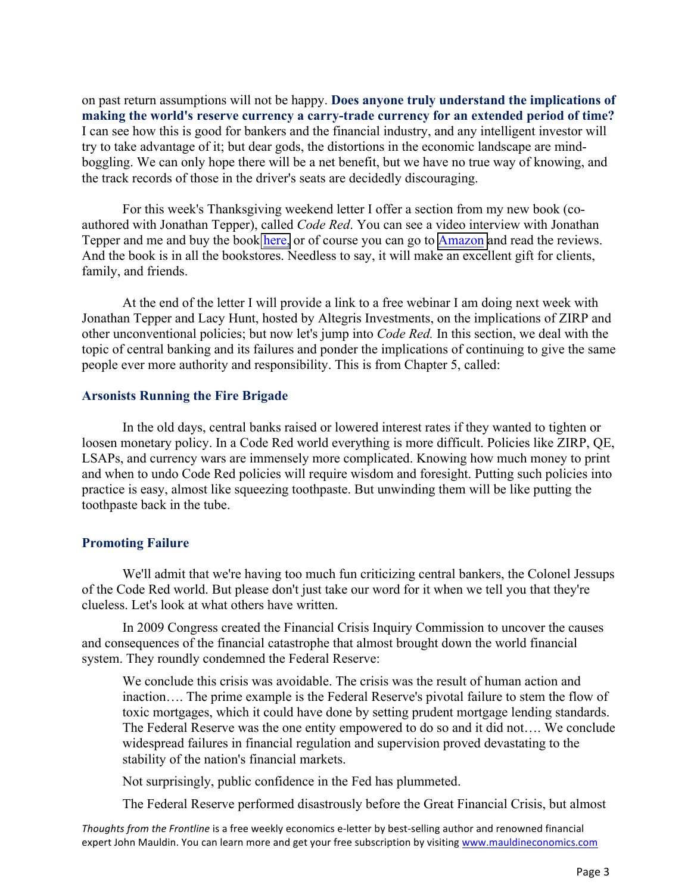on past return assumptions will not be happy. **Does anyone truly understand the implications of making the world's reserve currency a carry-trade currency for an extended period of time?** I can see how this is good for bankers and the financial industry, and any intelligent investor will try to take advantage of it; but dear gods, the distortions in the economic landscape are mind-boggling. We can only hope there will be a net benefit, but we have no true way of knowing, and the track records of those in the driver's seats are decidedly discouraging.

For this week's Thanksgiving weekend letter I offer a section from my new book (co-authored with Jonathan Tepper), called *Code Red*. You can see a video interview with Jonathan Tepper and me and buy the book here, or of course you can go to Amazon and read the reviews. And the book is in all the bookstores. Needless to say, it will make an excellent gift for clients, family, and friends.

At the end of the letter I will provide a link to a free webinar I am doing next week with Jonathan Tepper and Lacy Hunt, hosted by Altegris Investments, on the implications of ZIRP and other unconventional policies; but now let's jump into *Code Red.* In this section, we deal with the topic of central banking and its failures and ponder the implications of continuing to give the same people ever more authority and responsibility. This is from Chapter 5, called:

## Arsonists Running the Fire Brigade

In the old days, central banks raised or lowered interest rates if they wanted to tighten or loosen monetary policy. In a Code Red world everything is more difficult. Policies like ZIRP, QE, LSAPs, and currency wars are immensely more complicated. Knowing how much money to print and when to undo Code Red policies will require wisdom and foresight. Putting such policies into practice is easy, almost like squeezing toothpaste. But unwinding them will be like putting the toothpaste back in the tube.

## Promoting Failure

We'll admit that we're having too much fun criticizing central bankers, the Colonel Jessups of the Code Red world. But please don't just take our word for it when we tell you that they're clueless. Let's look at what others have written.

In 2009 Congress created the Financial Crisis Inquiry Commission to uncover the causes and consequences of the financial catastrophe that almost brought down the world financial system. They roundly condemned the Federal Reserve:

> We conclude this crisis was avoidable. The crisis was the result of human action and inaction…. The prime example is the Federal Reserve's pivotal failure to stem the flow of toxic mortgages, which it could have done by setting prudent mortgage lending standards. The Federal Reserve was the one entity empowered to do so and it did not…. We conclude widespread failures in financial regulation and supervision proved devastating to the stability of the nation's financial markets.

Not surprisingly, public confidence in the Fed has plummeted.

The Federal Reserve performed disastrously before the Great Financial Crisis, but almost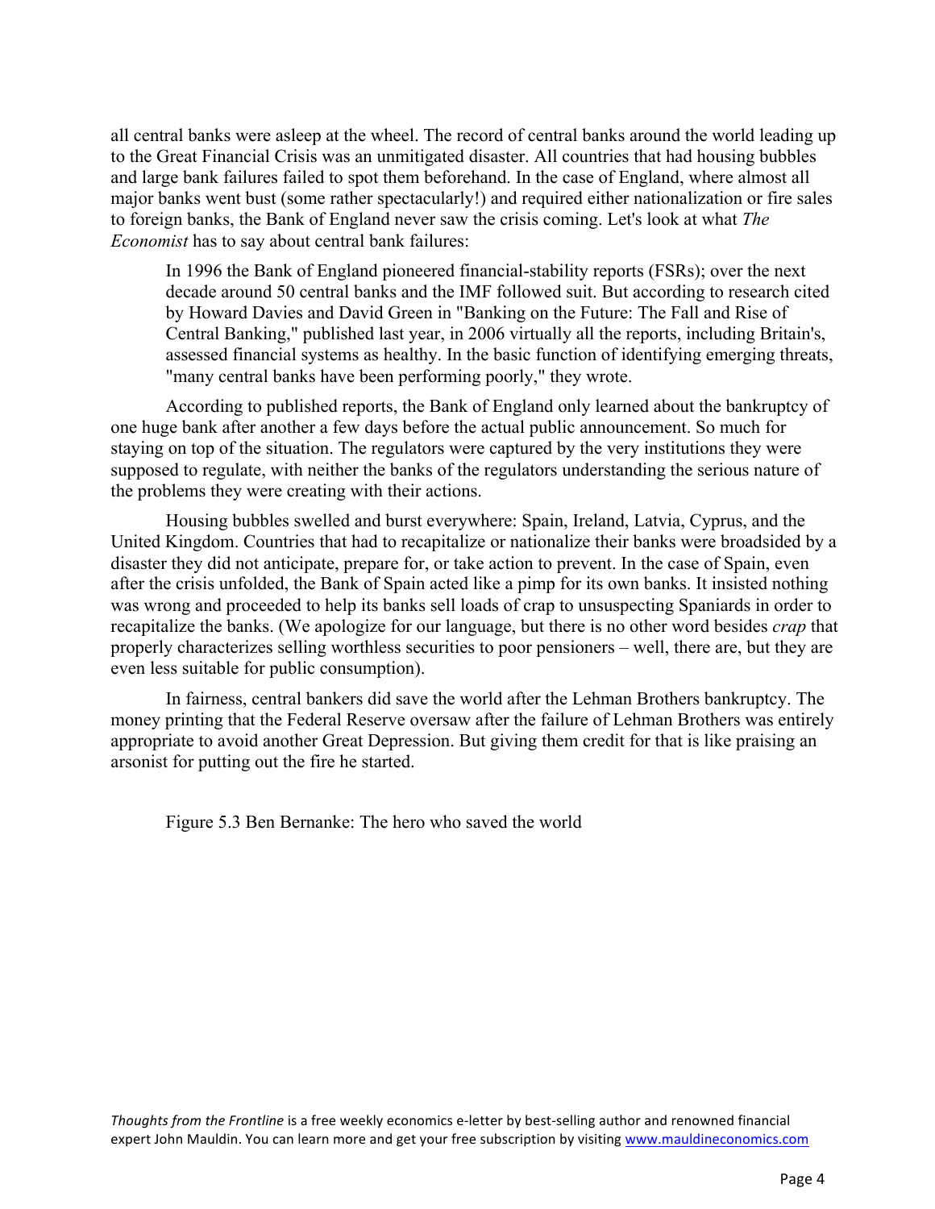all central banks were asleep at the wheel. The record of central banks around the world leading up to the Great Financial Crisis was an unmitigated disaster. All countries that had housing bubbles and large bank failures failed to spot them beforehand. In the case of England, where almost all major banks went bust (some rather spectacularly!) and required either nationalization or fire sales to foreign banks, the Bank of England never saw the crisis coming. Let's look at what *The Economist* has to say about central bank failures:

> In 1996 the Bank of England pioneered financial-stability reports (FSRs); over the next decade around 50 central banks and the IMF followed suit. But according to research cited by Howard Davies and David Green in "Banking on the Future: The Fall and Rise of Central Banking," published last year, in 2006 virtually all the reports, including Britain's, assessed financial systems as healthy. In the basic function of identifying emerging threats, "many central banks have been performing poorly," they wrote.

According to published reports, the Bank of England only learned about the bankruptcy of one huge bank after another a few days before the actual public announcement. So much for staying on top of the situation. The regulators were captured by the very institutions they were supposed to regulate, with neither the banks of the regulators understanding the serious nature of the problems they were creating with their actions.

Housing bubbles swelled and burst everywhere: Spain, Ireland, Latvia, Cyprus, and the United Kingdom. Countries that had to recapitalize or nationalize their banks were broadsided by a disaster they did not anticipate, prepare for, or take action to prevent. In the case of Spain, even after the crisis unfolded, the Bank of Spain acted like a pimp for its own banks. It insisted nothing was wrong and proceeded to help its banks sell loads of crap to unsuspecting Spaniards in order to recapitalize the banks. (We apologize for our language, but there is no other word besides *crap* that properly characterizes selling worthless securities to poor pensioners – well, there are, but they are even less suitable for public consumption).

In fairness, central bankers did save the world after the Lehman Brothers bankruptcy. The money printing that the Federal Reserve oversaw after the failure of Lehman Brothers was entirely appropriate to avoid another Great Depression. But giving them credit for that is like praising an arsonist for putting out the fire he started.

Figure 5.3 Ben Bernanke: The hero who saved the world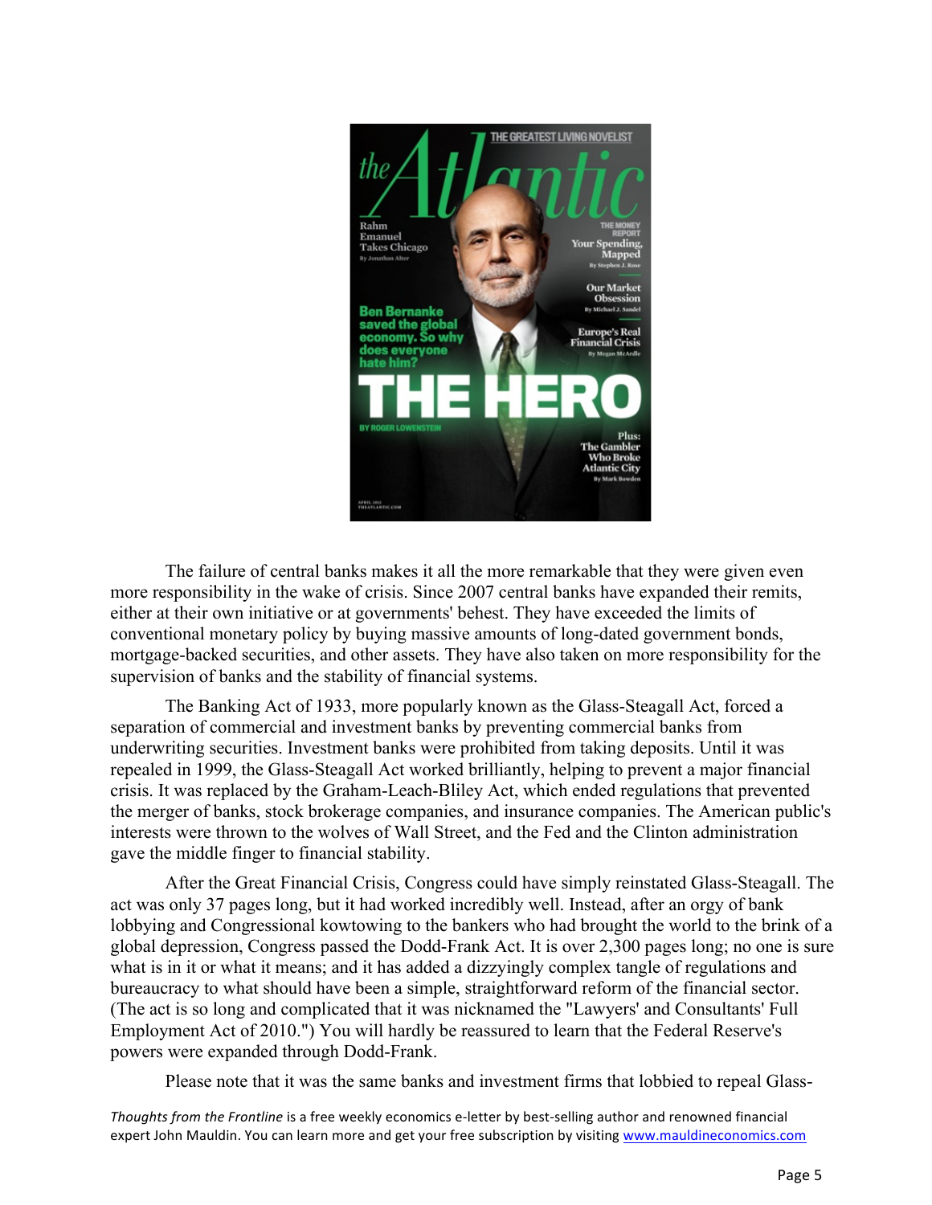The failure of central banks makes it all the more remarkable that they were given even more responsibility in the wake of crisis. Since 2007 central banks have expanded their remits, either at their own initiative or at governments' behest. They have exceeded the limits of conventional monetary policy by buying massive amounts of long-dated government bonds, mortgage-backed securities, and other assets. They have also taken on more responsibility for the supervision of banks and the stability of financial systems.

The Banking Act of 1933, more popularly known as the Glass-Steagall Act, forced a separation of commercial and investment banks by preventing commercial banks from underwriting securities. Investment banks were prohibited from taking deposits. Until it was repealed in 1999, the Glass-Steagall Act worked brilliantly, helping to prevent a major financial crisis. It was replaced by the Graham-Leach-Bliley Act, which ended regulations that prevented the merger of banks, stock brokerage companies, and insurance companies. The American public's interests were thrown to the wolves of Wall Street, and the Fed and the Clinton administration gave the middle finger to financial stability.

After the Great Financial Crisis, Congress could have simply reinstated Glass-Steagall. The act was only 37 pages long, but it had worked incredibly well. Instead, after an orgy of bank lobbying and Congressional kowtowing to the bankers who had brought the world to the brink of a global depression, Congress passed the Dodd-Frank Act. It is over 2,300 pages long; no one is sure what is in it or what it means; and it has added a dizzyingly complex tangle of regulations and bureaucracy to what should have been a simple, straightforward reform of the financial sector. (The act is so long and complicated that it was nicknamed the "Lawyers' and Consultants' Full Employment Act of 2010.") You will hardly be reassured to learn that the Federal Reserve's powers were expanded through Dodd-Frank.

Please note that it was the same banks and investment firms that lobbied to repeal Glass-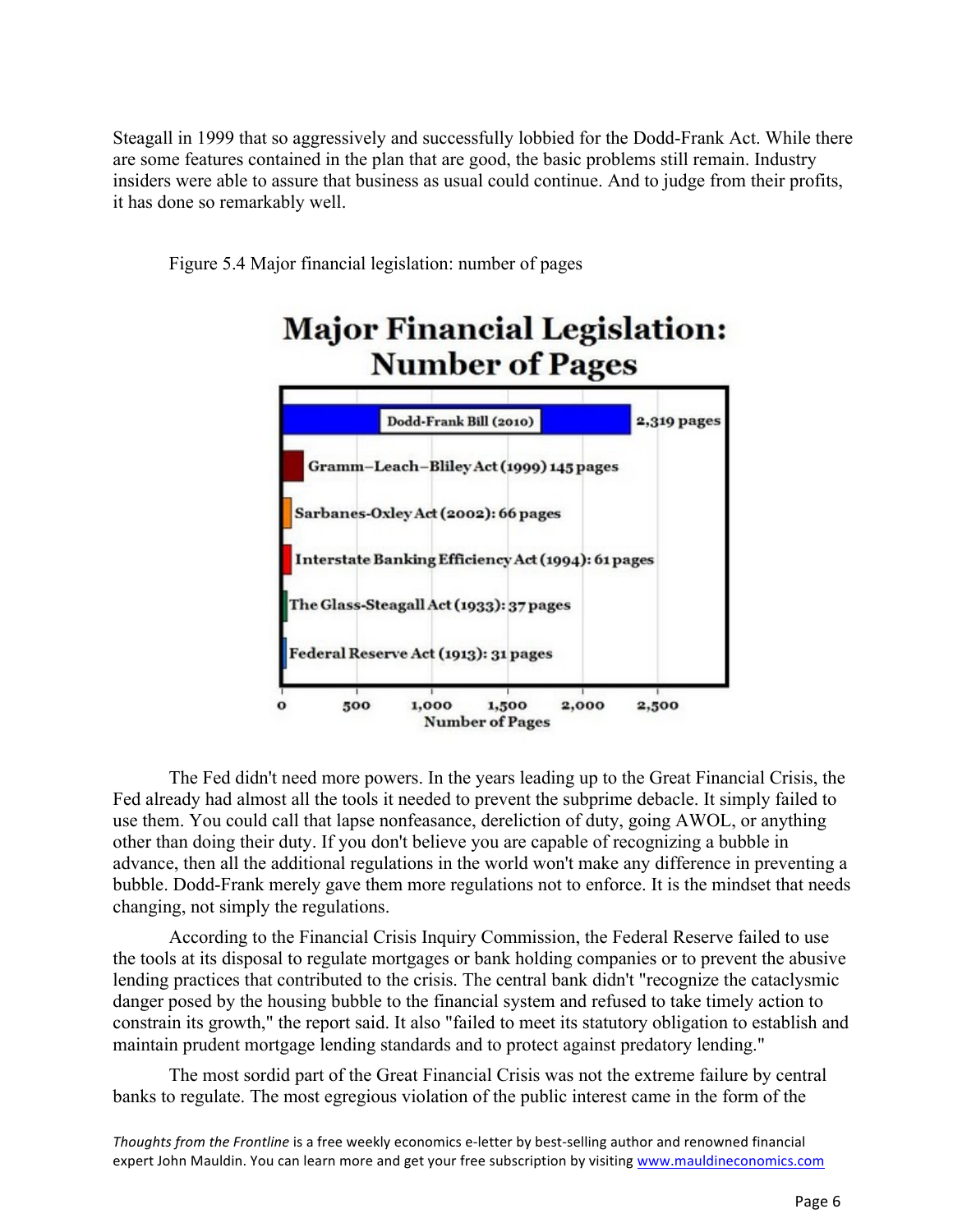Steagall in 1999 that so aggressively and successfully lobbied for the Dodd-Frank Act. While there are some features contained in the plan that are good, the basic problems still remain. Industry insiders were able to assure that business as usual could continue. And to judge from their profits, it has done so remarkably well.

Figure 5.4 Major financial legislation: number of pages

**Major Financial Legislation: Number of Pages**

| Legislation | Number of Pages |
|---|---|
| Dodd-Frank Bill (2010) | 2,319 pages |
| Gramm–Leach–Bliley Act (1999) | 145 pages |
| Sarbanes-Oxley Act (2002) | 66 pages |
| Interstate Banking Efficiency Act (1994) | 61 pages |
| The Glass-Steagall Act (1933) | 37 pages |
| Federal Reserve Act (1913) | 31 pages |

The Fed didn't need more powers. In the years leading up to the Great Financial Crisis, the Fed already had almost all the tools it needed to prevent the subprime debacle. It simply failed to use them. You could call that lapse nonfeasance, dereliction of duty, going AWOL, or anything other than doing their duty. If you don't believe you are capable of recognizing a bubble in advance, then all the additional regulations in the world won't make any difference in preventing a bubble. Dodd-Frank merely gave them more regulations not to enforce. It is the mindset that needs changing, not simply the regulations.

According to the Financial Crisis Inquiry Commission, the Federal Reserve failed to use the tools at its disposal to regulate mortgages or bank holding companies or to prevent the abusive lending practices that contributed to the crisis. The central bank didn't "recognize the cataclysmic danger posed by the housing bubble to the financial system and refused to take timely action to constrain its growth," the report said. It also "failed to meet its statutory obligation to establish and maintain prudent mortgage lending standards and to protect against predatory lending."

The most sordid part of the Great Financial Crisis was not the extreme failure by central banks to regulate. The most egregious violation of the public interest came in the form of the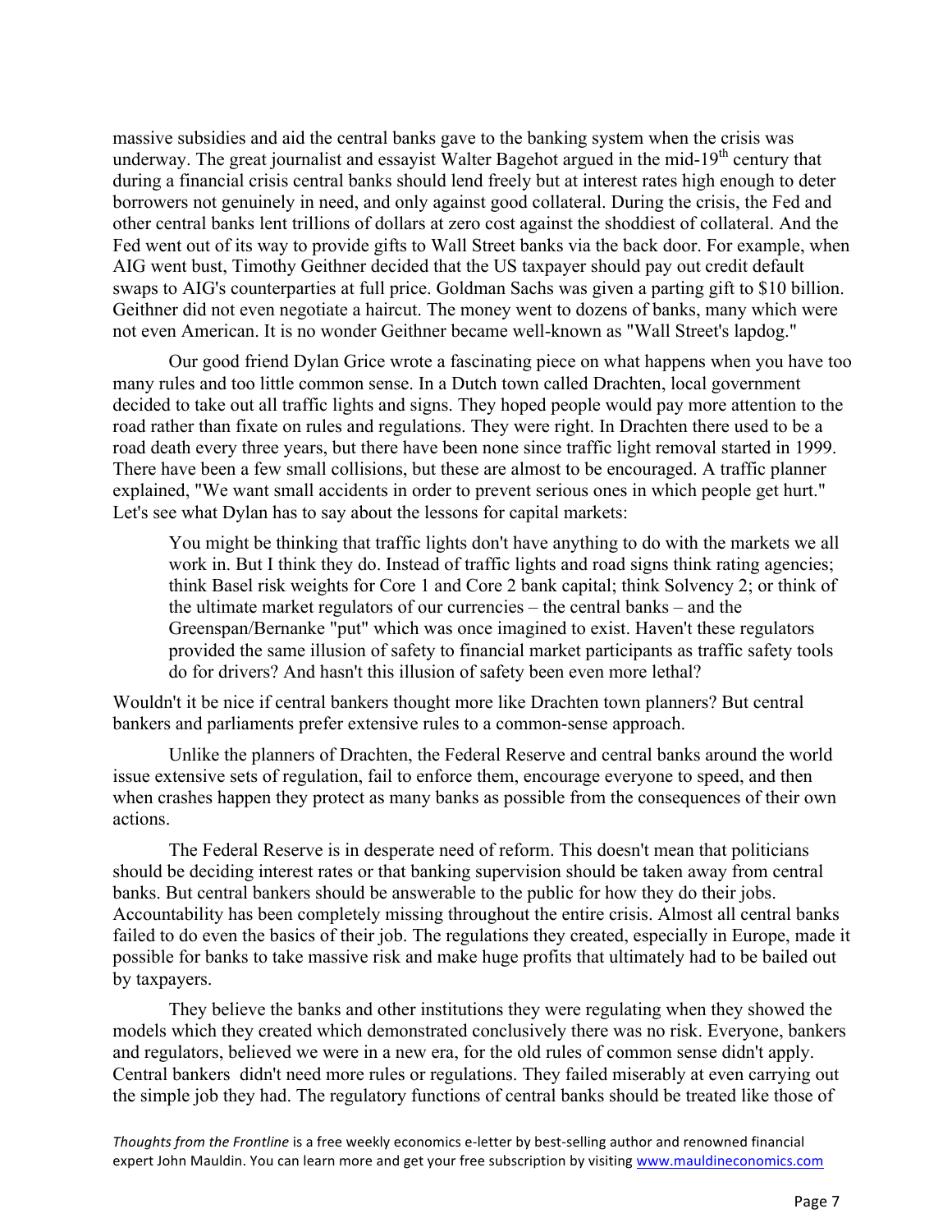massive subsidies and aid the central banks gave to the banking system when the crisis was underway. The great journalist and essayist Walter Bagehot argued in the mid-19th century that during a financial crisis central banks should lend freely but at interest rates high enough to deter borrowers not genuinely in need, and only against good collateral. During the crisis, the Fed and other central banks lent trillions of dollars at zero cost against the shoddiest of collateral. And the Fed went out of its way to provide gifts to Wall Street banks via the back door. For example, when AIG went bust, Timothy Geithner decided that the US taxpayer should pay out credit default swaps to AIG's counterparties at full price. Goldman Sachs was given a parting gift to $10 billion. Geithner did not even negotiate a haircut. The money went to dozens of banks, many which were not even American. It is no wonder Geithner became well-known as "Wall Street's lapdog."

Our good friend Dylan Grice wrote a fascinating piece on what happens when you have too many rules and too little common sense. In a Dutch town called Drachten, local government decided to take out all traffic lights and signs. They hoped people would pay more attention to the road rather than fixate on rules and regulations. They were right. In Drachten there used to be a road death every three years, but there have been none since traffic light removal started in 1999. There have been a few small collisions, but these are almost to be encouraged. A traffic planner explained, "We want small accidents in order to prevent serious ones in which people get hurt." Let's see what Dylan has to say about the lessons for capital markets:

> You might be thinking that traffic lights don't have anything to do with the markets we all work in. But I think they do. Instead of traffic lights and road signs think rating agencies; think Basel risk weights for Core 1 and Core 2 bank capital; think Solvency 2; or think of the ultimate market regulators of our currencies – the central banks – and the Greenspan/Bernanke "put" which was once imagined to exist. Haven't these regulators provided the same illusion of safety to financial market participants as traffic safety tools do for drivers? And hasn't this illusion of safety been even more lethal?

Wouldn't it be nice if central bankers thought more like Drachten town planners? But central bankers and parliaments prefer extensive rules to a common-sense approach.

Unlike the planners of Drachten, the Federal Reserve and central banks around the world issue extensive sets of regulation, fail to enforce them, encourage everyone to speed, and then when crashes happen they protect as many banks as possible from the consequences of their own actions.

The Federal Reserve is in desperate need of reform. This doesn't mean that politicians should be deciding interest rates or that banking supervision should be taken away from central banks. But central bankers should be answerable to the public for how they do their jobs. Accountability has been completely missing throughout the entire crisis. Almost all central banks failed to do even the basics of their job. The regulations they created, especially in Europe, made it possible for banks to take massive risk and make huge profits that ultimately had to be bailed out by taxpayers.

They believe the banks and other institutions they were regulating when they showed the models which they created which demonstrated conclusively there was no risk. Everyone, bankers and regulators, believed we were in a new era, for the old rules of common sense didn't apply. Central bankers didn't need more rules or regulations. They failed miserably at even carrying out the simple job they had. The regulatory functions of central banks should be treated like those of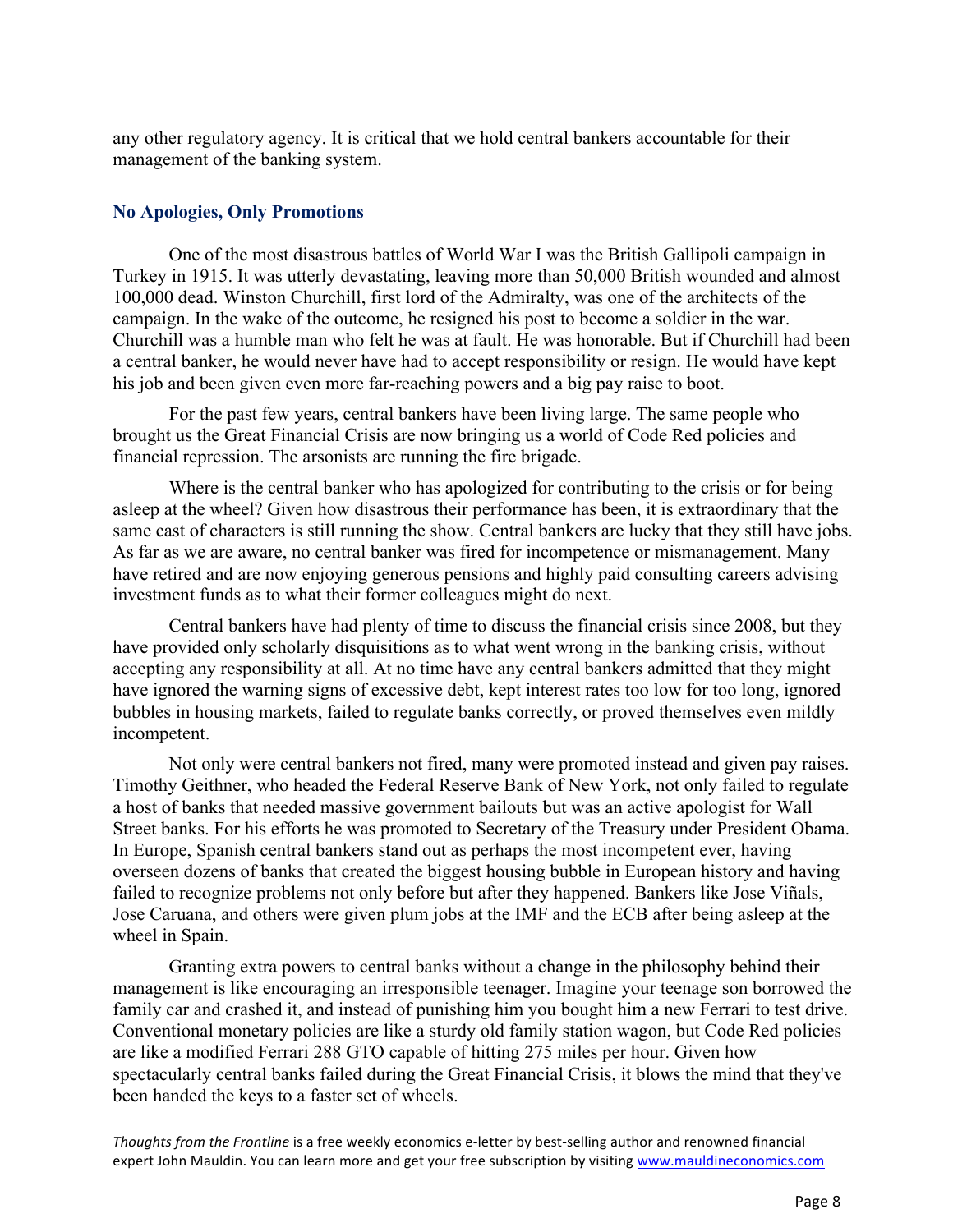any other regulatory agency. It is critical that we hold central bankers accountable for their management of the banking system.

### No Apologies, Only Promotions

One of the most disastrous battles of World War I was the British Gallipoli campaign in Turkey in 1915. It was utterly devastating, leaving more than 50,000 British wounded and almost 100,000 dead. Winston Churchill, first lord of the Admiralty, was one of the architects of the campaign. In the wake of the outcome, he resigned his post to become a soldier in the war. Churchill was a humble man who felt he was at fault. He was honorable. But if Churchill had been a central banker, he would never have had to accept responsibility or resign. He would have kept his job and been given even more far-reaching powers and a big pay raise to boot.

For the past few years, central bankers have been living large. The same people who brought us the Great Financial Crisis are now bringing us a world of Code Red policies and financial repression. The arsonists are running the fire brigade.

Where is the central banker who has apologized for contributing to the crisis or for being asleep at the wheel? Given how disastrous their performance has been, it is extraordinary that the same cast of characters is still running the show. Central bankers are lucky that they still have jobs. As far as we are aware, no central banker was fired for incompetence or mismanagement. Many have retired and are now enjoying generous pensions and highly paid consulting careers advising investment funds as to what their former colleagues might do next.

Central bankers have had plenty of time to discuss the financial crisis since 2008, but they have provided only scholarly disquisitions as to what went wrong in the banking crisis, without accepting any responsibility at all. At no time have any central bankers admitted that they might have ignored the warning signs of excessive debt, kept interest rates too low for too long, ignored bubbles in housing markets, failed to regulate banks correctly, or proved themselves even mildly incompetent.

Not only were central bankers not fired, many were promoted instead and given pay raises. Timothy Geithner, who headed the Federal Reserve Bank of New York, not only failed to regulate a host of banks that needed massive government bailouts but was an active apologist for Wall Street banks. For his efforts he was promoted to Secretary of the Treasury under President Obama. In Europe, Spanish central bankers stand out as perhaps the most incompetent ever, having overseen dozens of banks that created the biggest housing bubble in European history and having failed to recognize problems not only before but after they happened. Bankers like Jose Viñals, Jose Caruana, and others were given plum jobs at the IMF and the ECB after being asleep at the wheel in Spain.

Granting extra powers to central banks without a change in the philosophy behind their management is like encouraging an irresponsible teenager. Imagine your teenage son borrowed the family car and crashed it, and instead of punishing him you bought him a new Ferrari to test drive. Conventional monetary policies are like a sturdy old family station wagon, but Code Red policies are like a modified Ferrari 288 GTO capable of hitting 275 miles per hour. Given how spectacularly central banks failed during the Great Financial Crisis, it blows the mind that they've been handed the keys to a faster set of wheels.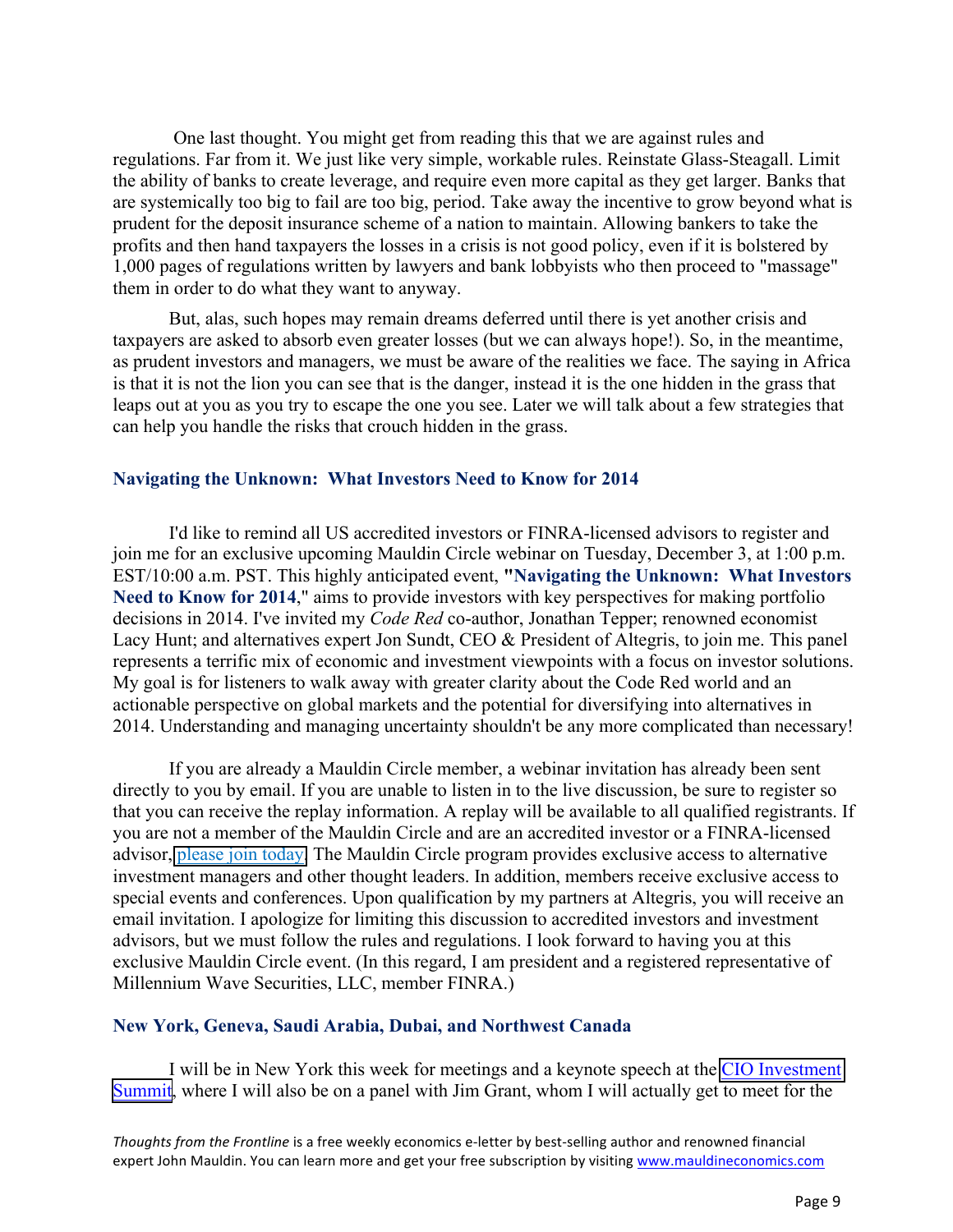One last thought. You might get from reading this that we are against rules and regulations. Far from it. We just like very simple, workable rules. Reinstate Glass-Steagall. Limit the ability of banks to create leverage, and require even more capital as they get larger. Banks that are systemically too big to fail are too big, period. Take away the incentive to grow beyond what is prudent for the deposit insurance scheme of a nation to maintain. Allowing bankers to take the profits and then hand taxpayers the losses in a crisis is not good policy, even if it is bolstered by 1,000 pages of regulations written by lawyers and bank lobbyists who then proceed to "massage" them in order to do what they want to anyway.

But, alas, such hopes may remain dreams deferred until there is yet another crisis and taxpayers are asked to absorb even greater losses (but we can always hope!). So, in the meantime, as prudent investors and managers, we must be aware of the realities we face. The saying in Africa is that it is not the lion you can see that is the danger, instead it is the one hidden in the grass that leaps out at you as you try to escape the one you see. Later we will talk about a few strategies that can help you handle the risks that crouch hidden in the grass.

### Navigating the Unknown: What Investors Need to Know for 2014

I'd like to remind all US accredited investors or FINRA-licensed advisors to register and join me for an exclusive upcoming Mauldin Circle webinar on Tuesday, December 3, at 1:00 p.m. EST/10:00 a.m. PST. This highly anticipated event, **"Navigating the Unknown: What Investors Need to Know for 2014**," aims to provide investors with key perspectives for making portfolio decisions in 2014. I've invited my *Code Red* co-author, Jonathan Tepper; renowned economist Lacy Hunt; and alternatives expert Jon Sundt, CEO & President of Altegris, to join me. This panel represents a terrific mix of economic and investment viewpoints with a focus on investor solutions. My goal is for listeners to walk away with greater clarity about the Code Red world and an actionable perspective on global markets and the potential for diversifying into alternatives in 2014. Understanding and managing uncertainty shouldn't be any more complicated than necessary!

If you are already a Mauldin Circle member, a webinar invitation has already been sent directly to you by email. If you are unable to listen in to the live discussion, be sure to register so that you can receive the replay information. A replay will be available to all qualified registrants. If you are not a member of the Mauldin Circle and are an accredited investor or a FINRA-licensed advisor, please join today. The Mauldin Circle program provides exclusive access to alternative investment managers and other thought leaders. In addition, members receive exclusive access to special events and conferences. Upon qualification by my partners at Altegris, you will receive an email invitation. I apologize for limiting this discussion to accredited investors and investment advisors, but we must follow the rules and regulations. I look forward to having you at this exclusive Mauldin Circle event. (In this regard, I am president and a registered representative of Millennium Wave Securities, LLC, member FINRA.)

### New York, Geneva, Saudi Arabia, Dubai, and Northwest Canada

I will be in New York this week for meetings and a keynote speech at the CIO Investment Summit, where I will also be on a panel with Jim Grant, whom I will actually get to meet for the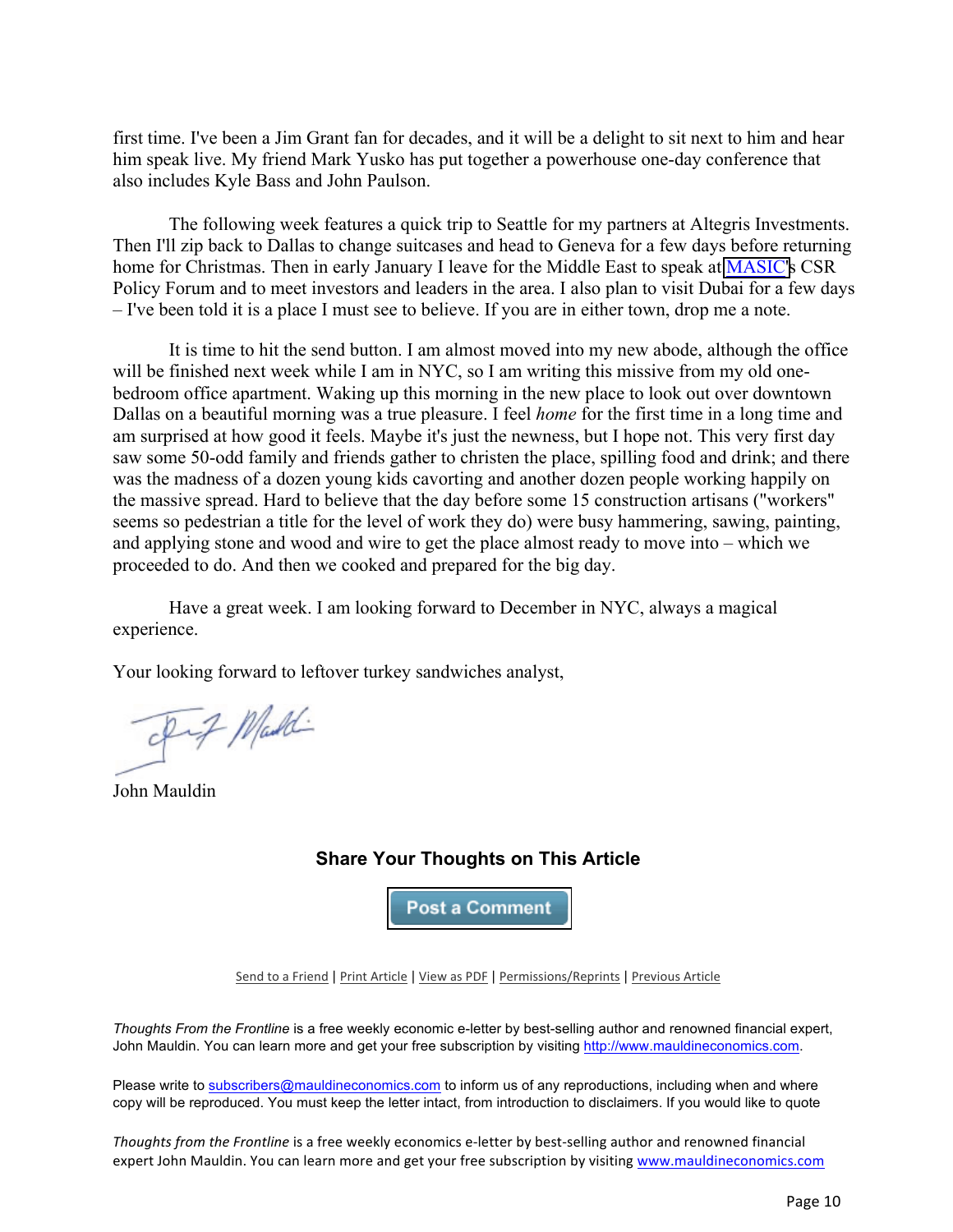first time. I've been a Jim Grant fan for decades, and it will be a delight to sit next to him and hear him speak live. My friend Mark Yusko has put together a powerhouse one-day conference that also includes Kyle Bass and John Paulson.

The following week features a quick trip to Seattle for my partners at Altegris Investments. Then I'll zip back to Dallas to change suitcases and head to Geneva for a few days before returning home for Christmas. Then in early January I leave for the Middle East to speak at MASIC's CSR Policy Forum and to meet investors and leaders in the area. I also plan to visit Dubai for a few days – I've been told it is a place I must see to believe. If you are in either town, drop me a note.

It is time to hit the send button. I am almost moved into my new abode, although the office will be finished next week while I am in NYC, so I am writing this missive from my old one-bedroom office apartment. Waking up this morning in the new place to look out over downtown Dallas on a beautiful morning was a true pleasure. I feel *home* for the first time in a long time and am surprised at how good it feels. Maybe it's just the newness, but I hope not. This very first day saw some 50-odd family and friends gather to christen the place, spilling food and drink; and there was the madness of a dozen young kids cavorting and another dozen people working happily on the massive spread. Hard to believe that the day before some 15 construction artisans ("workers" seems so pedestrian a title for the level of work they do) were busy hammering, sawing, painting, and applying stone and wood and wire to get the place almost ready to move into – which we proceeded to do. And then we cooked and prepared for the big day.

Have a great week. I am looking forward to December in NYC, always a magical experience.

Your looking forward to leftover turkey sandwiches analyst,

John Mauldin

### Share Your Thoughts on This Article

Post a Comment

Send to a Friend | Print Article | View as PDF | Permissions/Reprints | Previous Article

*Thoughts From the Frontline* is a free weekly economic e-letter by best-selling author and renowned financial expert, John Mauldin. You can learn more and get your free subscription by visiting http://www.mauldineconomics.com.

Please write to subscribers@mauldineconomics.com to inform us of any reproductions, including when and where copy will be reproduced. You must keep the letter intact, from introduction to disclaimers. If you would like to quote

*Thoughts from the Frontline* is a free weekly economics e-letter by best-selling author and renowned financial expert John Mauldin. You can learn more and get your free subscription by visiting www.mauldineconomics.com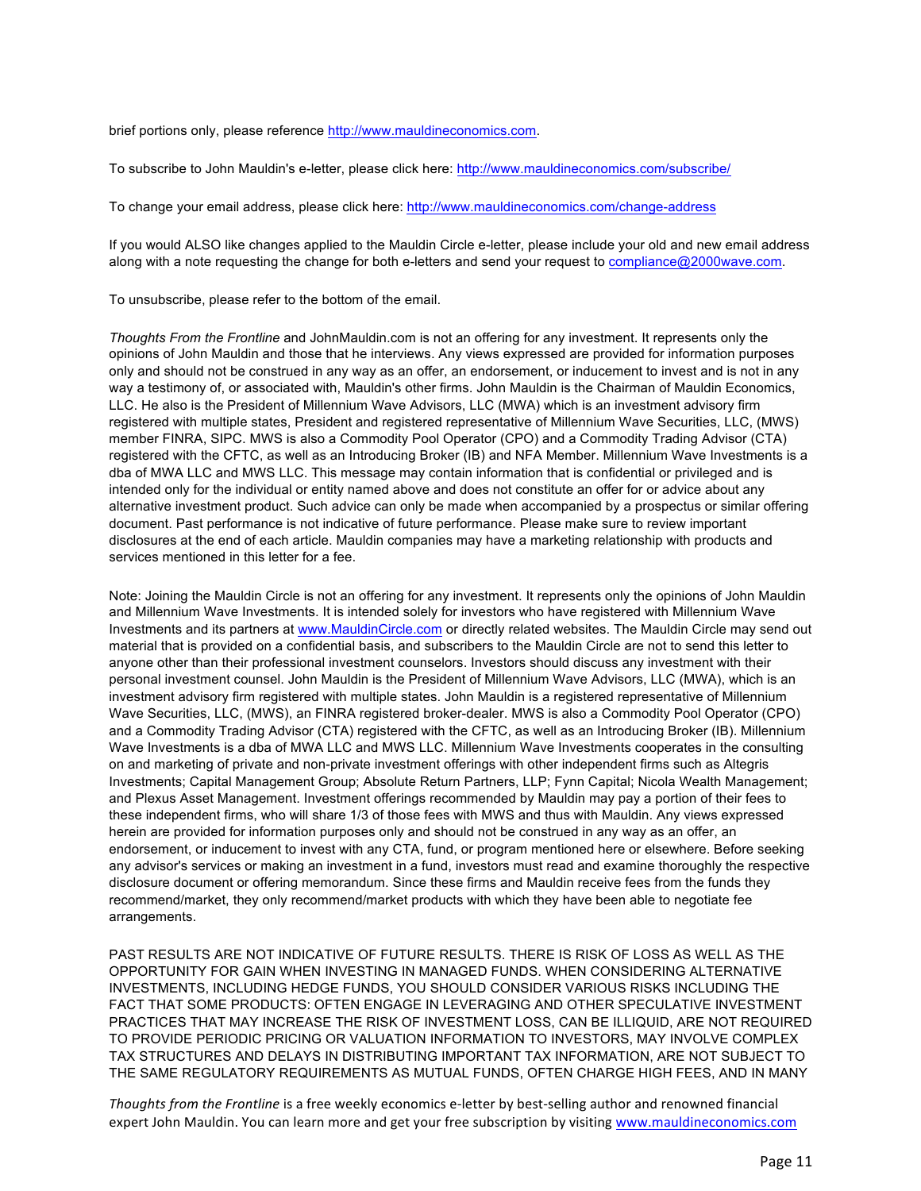brief portions only, please reference http://www.mauldineconomics.com.

To subscribe to John Mauldin's e-letter, please click here: http://www.mauldineconomics.com/subscribe/

To change your email address, please click here: http://www.mauldineconomics.com/change-address

If you would ALSO like changes applied to the Mauldin Circle e-letter, please include your old and new email address along with a note requesting the change for both e-letters and send your request to compliance@2000wave.com.

To unsubscribe, please refer to the bottom of the email.

*Thoughts From the Frontline* and JohnMauldin.com is not an offering for any investment. It represents only the opinions of John Mauldin and those that he interviews. Any views expressed are provided for information purposes only and should not be construed in any way as an offer, an endorsement, or inducement to invest and is not in any way a testimony of, or associated with, Mauldin's other firms. John Mauldin is the Chairman of Mauldin Economics, LLC. He also is the President of Millennium Wave Advisors, LLC (MWA) which is an investment advisory firm registered with multiple states, President and registered representative of Millennium Wave Securities, LLC, (MWS) member FINRA, SIPC. MWS is also a Commodity Pool Operator (CPO) and a Commodity Trading Advisor (CTA) registered with the CFTC, as well as an Introducing Broker (IB) and NFA Member. Millennium Wave Investments is a dba of MWA LLC and MWS LLC. This message may contain information that is confidential or privileged and is intended only for the individual or entity named above and does not constitute an offer for or advice about any alternative investment product. Such advice can only be made when accompanied by a prospectus or similar offering document. Past performance is not indicative of future performance. Please make sure to review important disclosures at the end of each article. Mauldin companies may have a marketing relationship with products and services mentioned in this letter for a fee.

Note: Joining the Mauldin Circle is not an offering for any investment. It represents only the opinions of John Mauldin and Millennium Wave Investments. It is intended solely for investors who have registered with Millennium Wave Investments and its partners at www.MauldinCircle.com or directly related websites. The Mauldin Circle may send out material that is provided on a confidential basis, and subscribers to the Mauldin Circle are not to send this letter to anyone other than their professional investment counselors. Investors should discuss any investment with their personal investment counsel. John Mauldin is the President of Millennium Wave Advisors, LLC (MWA), which is an investment advisory firm registered with multiple states. John Mauldin is a registered representative of Millennium Wave Securities, LLC, (MWS), an FINRA registered broker-dealer. MWS is also a Commodity Pool Operator (CPO) and a Commodity Trading Advisor (CTA) registered with the CFTC, as well as an Introducing Broker (IB). Millennium Wave Investments is a dba of MWA LLC and MWS LLC. Millennium Wave Investments cooperates in the consulting on and marketing of private and non-private investment offerings with other independent firms such as Altegris Investments; Capital Management Group; Absolute Return Partners, LLP; Fynn Capital; Nicola Wealth Management; and Plexus Asset Management. Investment offerings recommended by Mauldin may pay a portion of their fees to these independent firms, who will share 1/3 of those fees with MWS and thus with Mauldin. Any views expressed herein are provided for information purposes only and should not be construed in any way as an offer, an endorsement, or inducement to invest with any CTA, fund, or program mentioned here or elsewhere. Before seeking any advisor's services or making an investment in a fund, investors must read and examine thoroughly the respective disclosure document or offering memorandum. Since these firms and Mauldin receive fees from the funds they recommend/market, they only recommend/market products with which they have been able to negotiate fee arrangements.

PAST RESULTS ARE NOT INDICATIVE OF FUTURE RESULTS. THERE IS RISK OF LOSS AS WELL AS THE OPPORTUNITY FOR GAIN WHEN INVESTING IN MANAGED FUNDS. WHEN CONSIDERING ALTERNATIVE INVESTMENTS, INCLUDING HEDGE FUNDS, YOU SHOULD CONSIDER VARIOUS RISKS INCLUDING THE FACT THAT SOME PRODUCTS: OFTEN ENGAGE IN LEVERAGING AND OTHER SPECULATIVE INVESTMENT PRACTICES THAT MAY INCREASE THE RISK OF INVESTMENT LOSS, CAN BE ILLIQUID, ARE NOT REQUIRED TO PROVIDE PERIODIC PRICING OR VALUATION INFORMATION TO INVESTORS, MAY INVOLVE COMPLEX TAX STRUCTURES AND DELAYS IN DISTRIBUTING IMPORTANT TAX INFORMATION, ARE NOT SUBJECT TO THE SAME REGULATORY REQUIREMENTS AS MUTUAL FUNDS, OFTEN CHARGE HIGH FEES, AND IN MANY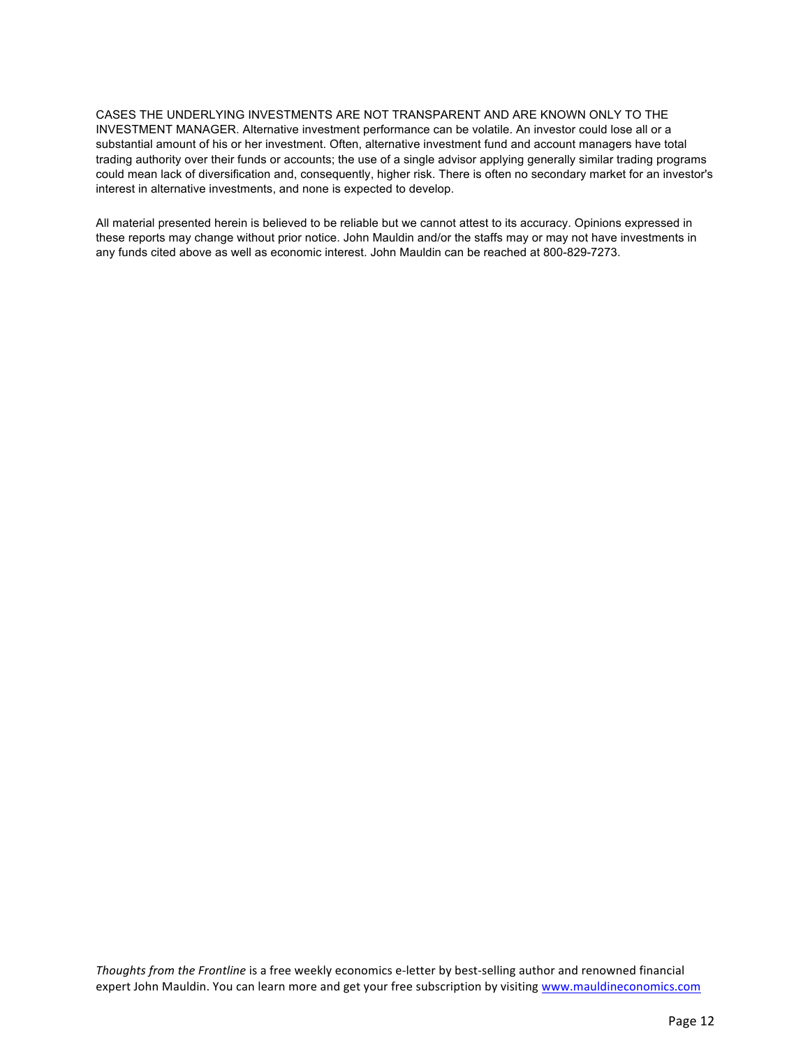CASES THE UNDERLYING INVESTMENTS ARE NOT TRANSPARENT AND ARE KNOWN ONLY TO THE INVESTMENT MANAGER. Alternative investment performance can be volatile. An investor could lose all or a substantial amount of his or her investment. Often, alternative investment fund and account managers have total trading authority over their funds or accounts; the use of a single advisor applying generally similar trading programs could mean lack of diversification and, consequently, higher risk. There is often no secondary market for an investor's interest in alternative investments, and none is expected to develop.

All material presented herein is believed to be reliable but we cannot attest to its accuracy. Opinions expressed in these reports may change without prior notice. John Mauldin and/or the staffs may or may not have investments in any funds cited above as well as economic interest. John Mauldin can be reached at 800-829-7273.

*Thoughts from the Frontline* is a free weekly economics e-letter by best-selling author and renowned financial expert John Mauldin. You can learn more and get your free subscription by visiting [www.mauldineconomics.com](http://www.mauldineconomics.com)